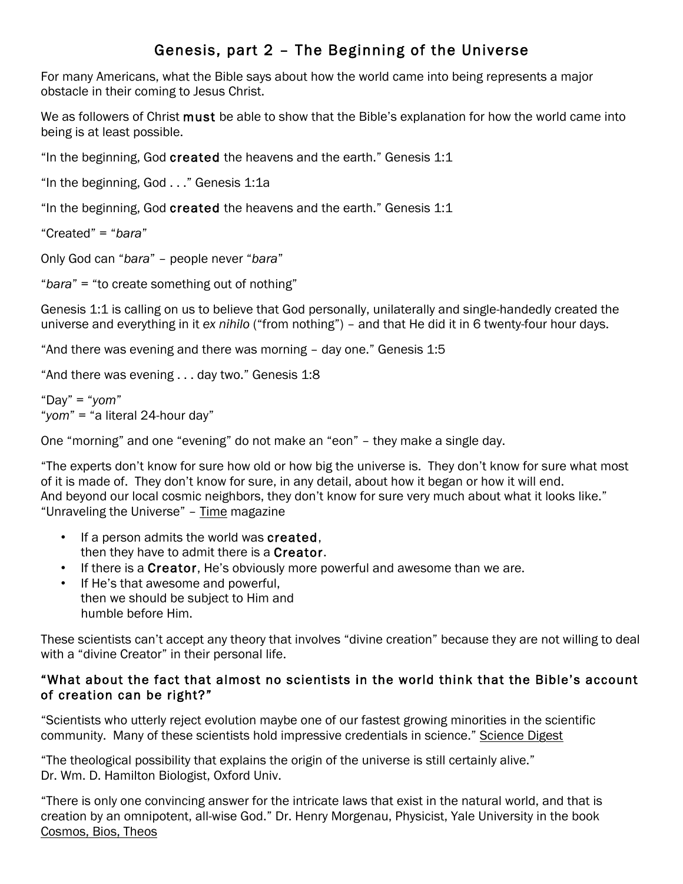# Genesis, part 2 – The Beginning of the Universe

For many Americans, what the Bible says about how the world came into being represents a major obstacle in their coming to Jesus Christ.

We as followers of Christ **must** be able to show that the Bible's explanation for how the world came into being is at least possible.

"In the beginning, God **created** the heavens and the earth." Genesis 1:1

"In the beginning, God . . ." Genesis 1:1a

"In the beginning, God **created** the heavens and the earth." Genesis 1:1

"Created" = "*bara*"

Only God can "*bara*" – people never "*bara*"

"*bara*" = "to create something out of nothing"

Genesis 1:1 is calling on us to believe that God personally, unilaterally and single-handedly created the universe and everything in it *ex nihilo* ("from nothing") – and that He did it in 6 twenty-four hour days.

"And there was evening and there was morning – day one." Genesis 1:5

"And there was evening . . . day two." Genesis 1:8

"Day" = "*yom*"
"*yom*" = "a literal 24-hour day"

One "morning" and one "evening" do not make an "eon" – they make a single day.

"The experts don't know for sure how old or how big the universe is. They don't know for sure what most of it is made of. They don't know for sure, in any detail, about how it began or how it will end. And beyond our local cosmic neighbors, they don't know for sure very much about what it looks like." "Unraveling the Universe" – Time magazine

- If a person admits the world was **created**, then they have to admit there is a **Creator**.
- If there is a **Creator**, He's obviously more powerful and awesome than we are.
- If He's that awesome and powerful, then we should be subject to Him and humble before Him.

These scientists can't accept any theory that involves "divine creation" because they are not willing to deal with a "divine Creator" in their personal life.

### "What about the fact that almost no scientists in the world think that the Bible's account of creation can be right?"

"Scientists who utterly reject evolution maybe one of our fastest growing minorities in the scientific community. Many of these scientists hold impressive credentials in science." Science Digest

"The theological possibility that explains the origin of the universe is still certainly alive."
Dr. Wm. D. Hamilton Biologist, Oxford Univ.

"There is only one convincing answer for the intricate laws that exist in the natural world, and that is creation by an omnipotent, all-wise God." Dr. Henry Morgenau, Physicist, Yale University in the book Cosmos, Bios, Theos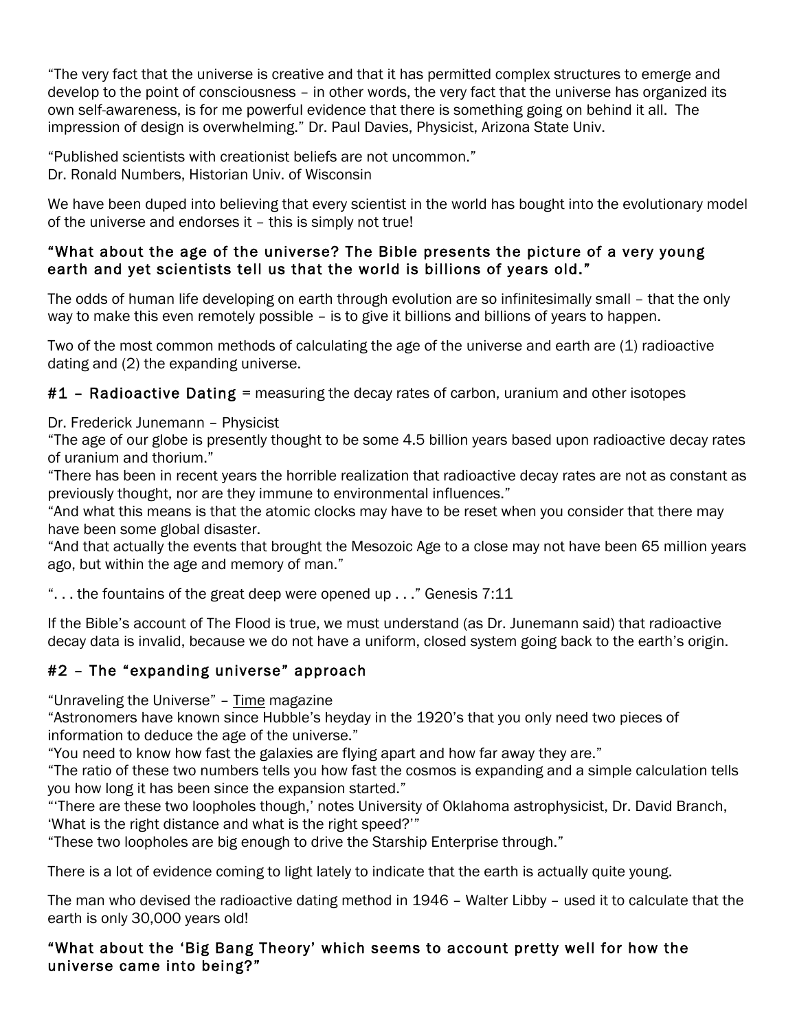"The very fact that the universe is creative and that it has permitted complex structures to emerge and develop to the point of consciousness – in other words, the very fact that the universe has organized its own self-awareness, is for me powerful evidence that there is something going on behind it all. The impression of design is overwhelming." Dr. Paul Davies, Physicist, Arizona State Univ.

"Published scientists with creationist beliefs are not uncommon."
Dr. Ronald Numbers, Historian Univ. of Wisconsin

We have been duped into believing that every scientist in the world has bought into the evolutionary model of the universe and endorses it – this is simply not true!

### "What about the age of the universe? The Bible presents the picture of a very young earth and yet scientists tell us that the world is billions of years old."

The odds of human life developing on earth through evolution are so infinitesimally small – that the only way to make this even remotely possible – is to give it billions and billions of years to happen.

Two of the most common methods of calculating the age of the universe and earth are (1) radioactive dating and (2) the expanding universe.

**#1 – Radioactive Dating** = measuring the decay rates of carbon, uranium and other isotopes

Dr. Frederick Junemann – Physicist
"The age of our globe is presently thought to be some 4.5 billion years based upon radioactive decay rates of uranium and thorium."
"There has been in recent years the horrible realization that radioactive decay rates are not as constant as previously thought, nor are they immune to environmental influences."
"And what this means is that the atomic clocks may have to be reset when you consider that there may have been some global disaster.
"And that actually the events that brought the Mesozoic Age to a close may not have been 65 million years ago, but within the age and memory of man."

". . . the fountains of the great deep were opened up . . ." Genesis 7:11

If the Bible's account of The Flood is true, we must understand (as Dr. Junemann said) that radioactive decay data is invalid, because we do not have a uniform, closed system going back to the earth's origin.

### #2 – The "expanding universe" approach

"Unraveling the Universe" – Time magazine
"Astronomers have known since Hubble's heyday in the 1920's that you only need two pieces of information to deduce the age of the universe."
"You need to know how fast the galaxies are flying apart and how far away they are."
"The ratio of these two numbers tells you how fast the cosmos is expanding and a simple calculation tells you how long it has been since the expansion started."
"'There are these two loopholes though,' notes University of Oklahoma astrophysicist, Dr. David Branch, 'What is the right distance and what is the right speed?'"
"These two loopholes are big enough to drive the Starship Enterprise through."

There is a lot of evidence coming to light lately to indicate that the earth is actually quite young.

The man who devised the radioactive dating method in 1946 – Walter Libby – used it to calculate that the earth is only 30,000 years old!

### "What about the 'Big Bang Theory' which seems to account pretty well for how the universe came into being?"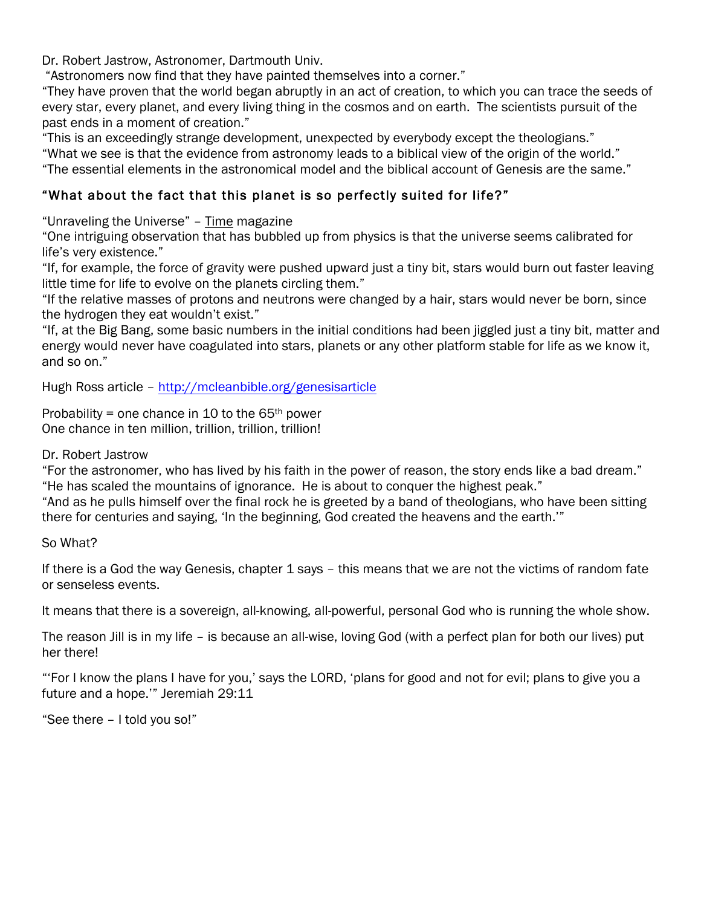Dr. Robert Jastrow, Astronomer, Dartmouth Univ.

"Astronomers now find that they have painted themselves into a corner."

"They have proven that the world began abruptly in an act of creation, to which you can trace the seeds of every star, every planet, and every living thing in the cosmos and on earth. The scientists pursuit of the past ends in a moment of creation."

"This is an exceedingly strange development, unexpected by everybody except the theologians."

"What we see is that the evidence from astronomy leads to a biblical view of the origin of the world."

"The essential elements in the astronomical model and the biblical account of Genesis are the same."

### "What about the fact that this planet is so perfectly suited for life?"

"Unraveling the Universe" – Time magazine

"One intriguing observation that has bubbled up from physics is that the universe seems calibrated for life's very existence."

"If, for example, the force of gravity were pushed upward just a tiny bit, stars would burn out faster leaving little time for life to evolve on the planets circling them."

"If the relative masses of protons and neutrons were changed by a hair, stars would never be born, since the hydrogen they eat wouldn't exist."

"If, at the Big Bang, some basic numbers in the initial conditions had been jiggled just a tiny bit, matter and energy would never have coagulated into stars, planets or any other platform stable for life as we know it, and so on."

Hugh Ross article – http://mcleanbible.org/genesisarticle

Probability = one chance in 10 to the 65th power
One chance in ten million, trillion, trillion, trillion!

Dr. Robert Jastrow

"For the astronomer, who has lived by his faith in the power of reason, the story ends like a bad dream."

"He has scaled the mountains of ignorance. He is about to conquer the highest peak."

"And as he pulls himself over the final rock he is greeted by a band of theologians, who have been sitting there for centuries and saying, 'In the beginning, God created the heavens and the earth.'"

So What?

If there is a God the way Genesis, chapter 1 says – this means that we are not the victims of random fate or senseless events.

It means that there is a sovereign, all-knowing, all-powerful, personal God who is running the whole show.

The reason Jill is in my life – is because an all-wise, loving God (with a perfect plan for both our lives) put her there!

"'For I know the plans I have for you,' says the LORD, 'plans for good and not for evil; plans to give you a future and a hope.'" Jeremiah 29:11

"See there – I told you so!"